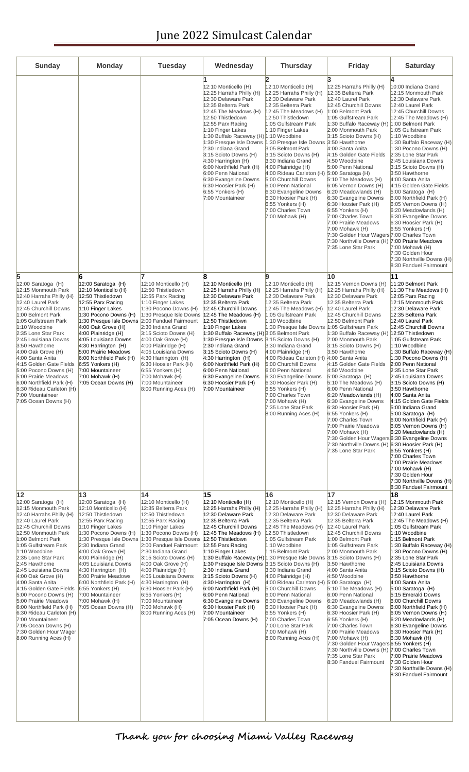# June 2022 Simulcast Calendar

| Sunday | Monday | Tuesday | Wednesday | Thursday | Friday | Saturday |
|---|---|---|---|---|---|---|
| | | | **1**<br>12:10 Monticello (H)<br>12:25 Harrahs Philly (H)<br>12:30 Delaware Park<br>12:35 Belterra Park<br>12:45 The Meadows (H)<br>12:50 Thistledown<br>12:55 Parx Racing<br>1:10 Finger Lakes<br>1:30 Buffalo Raceway (H)<br>1:30 Presque Isle Downs<br>2:30 Indiana Grand<br>3:15 Scioto Downs (H)<br>4:30 Harrington (H)<br>6:00 Northfield Park (H)<br>6:00 Penn National<br>6:30 Evangeline Downs<br>6:30 Hoosier Park (H)<br>6:55 Yonkers (H)<br>7:00 Mountaineer | **2**<br>12:10 Monticello (H)<br>12:25 Harrahs Philly (H)<br>12:30 Delaware Park<br>12:35 Belterra Park<br>12:45 The Meadows (H)<br>12:50 Thistledown<br>1:05 Gulfstream Park<br>1:10 Finger Lakes<br>1:10 Woodbine<br>1:30 Presque Isle Downs<br>3:05 Belmont Park<br>3:15 Scioto Downs (H)<br>3:30 Indiana Grand<br>4:00 Plainridge (H)<br>4:00 Rideau Carleton (H)<br>5:00 Churchill Downs<br>6:00 Penn National<br>6:30 Evangeline Downs<br>6:30 Hoosier Park (H)<br>6:55 Yonkers (H)<br>7:00 Charles Town<br>7:00 Mohawk (H) | **3**<br>12:25 Harrahs Philly (H)<br>12:35 Belterra Park<br>12:40 Laurel Park<br>12:45 Churchill Downs<br>1:00 Belmont Park<br>1:05 Gulfstream Park<br>1:30 Buffalo Raceway (H)<br>2:00 Monmouth Park<br>3:15 Scioto Downs (H)<br>3:50 Hawthorne<br>4:00 Santa Anita<br>4:15 Golden Gate Fields<br>4:50 Woodbine<br>5:00 Penn National<br>5:00 Saratoga (H)<br>5:10 The Meadows (H)<br>6:05 Vernon Downs (H)<br>6:20 Meadowlands (H)<br>6:30 Evangeline Downs<br>6:30 Hoosier Park (H)<br>6:55 Yonkers (H)<br>7:00 Charles Town<br>7:00 Prairie Meadows<br>7:00 Mohawk (H)<br>7:30 Golden Hour Wagers<br>7:30 Northville Downs (H)<br>7:35 Lone Star Park | **4**<br>10:00 Indiana Grand<br>12:15 Monmouth Park<br>12:30 Delaware Park<br>12:40 Laurel Park<br>12:45 Churchill Downs<br>12:45 The Meadows (H)<br>1:00 Belmont Park<br>1:05 Gulfstream Park<br>1:10 Woodbine<br>1:30 Buffalo Raceway (H)<br>1:30 Pocono Downs (H)<br>2:35 Lone Star Park<br>2:45 Louisiana Downs<br>3:15 Scioto Downs (H)<br>3:50 Hawthorne<br>4:00 Santa Anita<br>4:15 Golden Gate Fields<br>5:00 Saratoga (H)<br>6:00 Northfield Park (H)<br>6:05 Vernon Downs (H)<br>6:20 Meadowlands (H)<br>6:30 Evangeline Downs<br>6:30 Hoosier Park (H)<br>6:55 Yonkers (H)<br>7:00 Charles Town<br>7:00 Prairie Meadows<br>7:00 Mohawk (H)<br>7:30 Golden Hour<br>7:30 Northville Downs (H)<br>8:30 Fanduel Fairmount |
| **5**<br>12:00 Saratoga (H)<br>12:15 Monmouth Park<br>12:40 Harrahs Philly (H)<br>12:40 Laurel Park<br>12:45 Churchill Downs<br>1:00 Belmont Park<br>1:05 Gulfstream Park<br>1:10 Woodbine<br>2:35 Lone Star Park<br>2:45 Louisiana Downs<br>3:50 Hawthorne<br>4:00 Oak Grove (H)<br>4:00 Santa Anita<br>4:15 Golden Gate Fields<br>5:00 Pocono Downs (H)<br>5:00 Prairie Meadows<br>6:00 Northfield Park (H)<br>6:30 Rideau Carleton (H)<br>7:00 Mountaineer<br>7:05 Ocean Downs (H) | **6**<br>12:00 Saratoga (H)<br>12:10 Monticello (H)<br>12:50 Thistledown<br>12:55 Parx Racing<br>1:10 Finger Lakes<br>1:30 Pocono Downs (H)<br>1:30 Presque Isle Downs<br>4:00 Oak Grove (H)<br>4:00 Plainridge (H)<br>4:05 Louisiana Downs<br>4:30 Harrington (H)<br>5:00 Prairie Meadows<br>6:00 Northfield Park (H)<br>6:55 Yonkers (H)<br>7:00 Mountaineer<br>7:00 Mohawk (H)<br>7:05 Ocean Downs (H) | **7**<br>12:10 Monticello (H)<br>12:50 Thistledown<br>12:55 Parx Racing<br>1:10 Finger Lakes<br>1:30 Pocono Downs (H)<br>1:30 Presque Isle Downs<br>2:00 Fanduel Fairmount<br>2:30 Indiana Grand<br>3:15 Scioto Downs (H)<br>4:00 Oak Grove (H)<br>4:00 Plainridge (H)<br>4:05 Louisiana Downs<br>4:30 Harrington (H)<br>6:30 Hoosier Park (H)<br>6:55 Yonkers (H)<br>7:00 Mohawk (H)<br>7:00 Mountaineer<br>8:00 Running Aces (H) | **8**<br>12:10 Monticello (H)<br>12:25 Harrahs Philly (H)<br>12:30 Delaware Park<br>12:35 Belterra Park<br>12:45 Churchill Downs<br>12:45 The Meadows (H)<br>12:50 Thistledown<br>1:10 Finger Lakes<br>1:30 Buffalo Raceway (H)<br>1:30 Presque Isle Downs<br>2:30 Indiana Grand<br>3:15 Scioto Downs (H)<br>4:30 Harrington (H)<br>6:00 Northfield Park (H)<br>6:00 Penn National<br>6:30 Evangeline Downs<br>6:30 Hoosier Park (H)<br>7:00 Mountaineer | **9**<br>12:10 Monticello (H)<br>12:25 Harrahs Philly (H)<br>12:30 Delaware Park<br>12:35 Belterra Park<br>12:45 The Meadows (H)<br>1:05 Gulfstream Park<br>1:10 Woodbine<br>1:30 Presque Isle Downs<br>3:05 Belmont Park<br>3:15 Scioto Downs (H)<br>3:30 Indiana Grand<br>4:00 Plainridge (H)<br>4:00 Rideau Carleton (H)<br>5:00 Churchill Downs<br>6:00 Penn National<br>6:30 Evangeline Downs<br>6:30 Hoosier Park (H)<br>6:55 Yonkers (H)<br>7:00 Charles Town<br>7:00 Mohawk (H)<br>7:35 Lone Star Park<br>8:00 Running Aces (H) | **10**<br>12:15 Vernon Downs (H)<br>12:25 Harrahs Philly (H)<br>12:30 Delaware Park<br>12:35 Belterra Park<br>12:40 Laurel Park<br>12:45 Churchill Downs<br>12:50 Belmont Park<br>1:05 Gulfstream Park<br>1:30 Buffalo Raceway (H)<br>2:00 Monmouth Park<br>3:15 Scioto Downs (H)<br>3:50 Hawthorne<br>4:00 Santa Anita<br>4:15 Golden Gate Fields<br>4:50 Woodbine<br>5:00 Saratoga (H)<br>5:10 The Meadows (H)<br>6:00 Penn National<br>6:20 Meadowlands (H)<br>6:30 Evangeline Downs<br>6:30 Hoosier Park (H)<br>6:55 Yonkers (H)<br>7:00 Charles Town<br>7:00 Prairie Meadows<br>7:00 Mohawk (H)<br>7:30 Golden Hour Wagers<br>7:30 Northville Downs (H)<br>7:35 Lone Star Park | **11**<br>11:20 Belmont Park<br>11:30 The Meadows (H)<br>12:05 Parx Racing<br>12:15 Monmouth Park<br>12:30 Delaware Park<br>12:35 Belterra Park<br>12:40 Laurel Park<br>12:45 Churchill Downs<br>12:50 Thistledown<br>1:05 Gulfstream Park<br>1:10 Woodbine<br>1:30 Buffalo Raceway (H)<br>1:30 Pocono Downs (H)<br>2:00 Penn National<br>2:35 Lone Star Park<br>2:45 Louisiana Downs<br>3:15 Scioto Downs (H)<br>3:50 Hawthorne<br>4:00 Santa Anita<br>4:15 Golden Gate Fields<br>5:00 Indiana Grand<br>5:00 Saratoga (H)<br>6:00 Northfield Park (H)<br>6:05 Vernon Downs (H)<br>6:20 Meadowlands (H)<br>6:30 Evangeline Downs<br>6:30 Hoosier Park (H)<br>6:55 Yonkers (H)<br>7:00 Charles Town<br>7:00 Prairie Meadows<br>7:00 Mohawk (H)<br>7:30 Golden Hour<br>7:30 Northville Downs (H)<br>8:30 Fanduel Fairmount |
| **12**<br>12:00 Saratoga (H)<br>12:15 Monmouth Park<br>12:40 Harrahs Philly (H)<br>12:40 Laurel Park<br>12:45 Churchill Downs<br>12:50 Monmouth Park<br>1:00 Belmont Park<br>1:05 Gulfstream Park<br>1:10 Woodbine<br>2:35 Lone Star Park<br>2:45 Hawthorne<br>2:45 Louisiana Downs<br>4:00 Oak Grove (H)<br>4:00 Santa Anita<br>4:15 Golden Gate Fields<br>5:00 Pocono Downs (H)<br>5:00 Prairie Meadows<br>6:00 Northfield Park (H)<br>6:30 Rideau Carleton (H)<br>7:00 Mountaineer<br>7:05 Ocean Downs (H)<br>7:30 Golden Hour Wager<br>8:00 Running Aces (H) | **13**<br>12:00 Saratoga (H)<br>12:10 Monticello (H)<br>12:50 Thistledown<br>12:55 Parx Racing<br>1:10 Finger Lakes<br>1:30 Pocono Downs (H)<br>1:30 Presque Isle Downs<br>2:30 Indiana Grand<br>4:00 Oak Grove (H)<br>4:00 Plainridge (H)<br>4:05 Louisiana Downs<br>4:30 Harrington (H)<br>5:00 Prairie Meadows<br>6:00 Northfield Park (H)<br>6:55 Yonkers (H)<br>7:00 Mountaineer<br>7:00 Mohawk (H)<br>7:05 Ocean Downs (H) | **14**<br>12:10 Monticello (H)<br>12:35 Belterra Park<br>12:50 Thistledown<br>12:55 Parx Racing<br>1:10 Finger Lakes<br>1:30 Pocono Downs (H)<br>1:30 Presque Isle Downs<br>2:00 Fanduel Fairmount<br>2:30 Indiana Grand<br>3:15 Scioto Downs (H)<br>4:00 Oak Grove (H)<br>4:00 Plainridge (H)<br>4:05 Louisiana Downs<br>4:30 Harrington (H)<br>6:30 Hoosier Park (H)<br>6:55 Yonkers (H)<br>7:00 Mountaineer<br>7:00 Mohawk (H)<br>8:00 Running Aces (H) | **15**<br>12:10 Monticello (H)<br>12:25 Harrahs Philly (H)<br>12:30 Delaware Park<br>12:35 Belterra Park<br>12:45 Churchill Downs<br>12:45 The Meadows (H)<br>12:50 Thistledown<br>12:55 Parx Racing<br>1:10 Finger Lakes<br>1:30 Buffalo Raceway (H)<br>1:30 Presque Isle Downs<br>2:30 Indiana Grand<br>3:15 Scioto Downs (H)<br>4:30 Harrington (H)<br>6:00 Northfield Park (H)<br>6:00 Penn National<br>6:30 Evangeline Downs<br>6:30 Hoosier Park (H)<br>7:00 Mountaineer<br>7:05 Ocean Downs (H) | **16**<br>12:10 Monticello (H)<br>12:25 Harrahs Philly (H)<br>12:30 Delaware Park<br>12:35 Belterra Park<br>12:45 The Meadows (H)<br>12:50 Thistledown<br>1:05 Gulfstream Park<br>1:10 Woodbine<br>1:15 Belmont Park<br>1:30 Presque Isle Downs<br>3:15 Scioto Downs (H)<br>3:30 Indiana Grand<br>4:00 Plainridge (H)<br>4:00 Rideau Carleton (H)<br>5:00 Churchill Downs<br>6:00 Penn National<br>6:30 Evangeline Downs<br>6:30 Hoosier Park (H)<br>6:55 Yonkers (H)<br>7:00 Charles Town<br>7:00 Lone Star Park<br>7:00 Mohawk (H)<br>8:00 Running Aces (H) | **17**<br>12:15 Vernon Downs (H)<br>12:25 Harrahs Philly (H)<br>12:30 Delaware Park<br>12:35 Belterra Park<br>12:40 Laurel Park<br>12:45 Churchill Downs<br>1:00 Belmont Park<br>1:05 Gulfstream Park<br>2:00 Monmouth Park<br>3:15 Scioto Downs (H)<br>3:50 Hawthorne<br>4:00 Santa Anita<br>4:50 Woodbine<br>5:00 Saratoga (H)<br>5:10 The Meadows (H)<br>6:00 Penn National<br>6:20 Meadowlands (H)<br>6:30 Evangeline Downs<br>6:30 Hoosier Park (H)<br>6:55 Yonkers (H)<br>7:00 Charles Town<br>7:00 Prairie Meadows<br>7:00 Mohawk (H)<br>7:30 Golden Hour Wagers<br>7:30 Northville Downs (H)<br>7:35 Lone Star Park<br>8:30 Fanduel Fairmount | **18**<br>12:15 Monmouth Park<br>12:30 Delaware Park<br>12:40 Laurel Park<br>12:45 The Meadows (H)<br>1:05 Gulfstream Park<br>1:10 Woodbine<br>1:15 Belmont Park<br>1:30 Buffalo Raceway (H)<br>1:30 Pocono Downs (H)<br>2:35 Lone Star Park<br>2:45 Louisiana Downs<br>3:15 Scioto Downs (H)<br>3:50 Hawthorne<br>4:00 Santa Anita<br>5:00 Saratoga (H)<br>5:15 Emerald Downs<br>6:00 Churchill Downs<br>6:00 Northfield Park (H)<br>6:05 Vernon Downs (H)<br>6:20 Meadowlands (H)<br>6:30 Evangeline Downs<br>6:30 Hoosier Park (H)<br>6:30 Mohawk (H)<br>6:55 Yonkers (H)<br>7:00 Charles Town<br>7:00 Prairie Meadows<br>7:30 Golden Hour<br>7:30 Northville Downs (H)<br>8:30 Fanduel Fairmount |

**Thank you for choosing Miami Valley Raceway**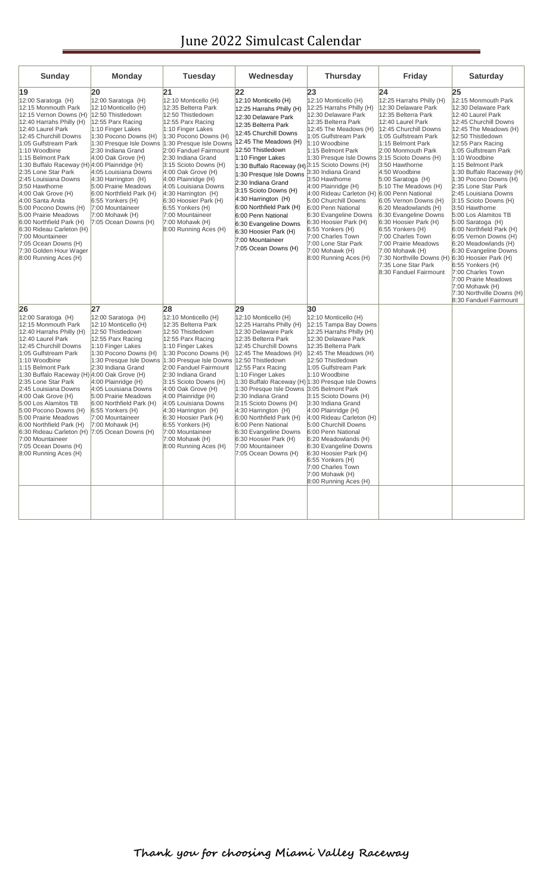# June 2022 Simulcast Calendar

| Sunday | Monday | Tuesday | Wednesday | Thursday | Friday | Saturday |
|---|---|---|---|---|---|---|
| **19**<br>12:00 Saratoga (H)<br>12:15 Monmouth Park<br>12:15 Vernon Downs (H)<br>12:40 Harrahs Philly (H)<br>12:40 Laurel Park<br>12:45 Churchill Downs<br>1:05 Gulfstream Park<br>1:10 Woodbine<br>1:15 Belmont Park<br>1:30 Buffalo Raceway (H)<br>2:35 Lone Star Park<br>2:45 Louisiana Downs<br>3:50 Hawthorne<br>4:00 Oak Grove (H)<br>4:00 Santa Anita<br>5:00 Pocono Downs (H)<br>5:00 Prairie Meadows<br>6:00 Northfield Park (H)<br>6:30 Rideau Carleton (H)<br>7:00 Mountaineer<br>7:05 Ocean Downs (H)<br>7:30 Golden Hour Wager<br>8:00 Running Aces (H) | **20**<br>12:00 Saratoga (H)<br>12:10 Monticello (H)<br>12:50 Thistledown<br>12:55 Parx Racing<br>1:10 Finger Lakes<br>1:30 Pocono Downs (H)<br>1:30 Presque Isle Downs<br>2:30 Indiana Grand<br>4:00 Oak Grove (H)<br>4:00 Plainridge (H)<br>4:05 Louisiana Downs<br>4:30 Harrington (H)<br>5:00 Prairie Meadows<br>6:00 Northfield Park (H)<br>6:55 Yonkers (H)<br>7:00 Mountaineer<br>7:00 Mohawk (H)<br>7:05 Ocean Downs (H) | **21**<br>12:10 Monticello (H)<br>12:35 Belterra Park<br>12:50 Thistledown<br>12:55 Parx Racing<br>1:10 Finger Lakes<br>1:30 Pocono Downs (H)<br>1:30 Presque Isle Downs<br>2:00 Fanduel Fairmount<br>2:30 Indiana Grand<br>3:15 Scioto Downs (H)<br>4:00 Oak Grove (H)<br>4:00 Plainridge (H)<br>4:05 Louisiana Downs<br>4:30 Harrington (H)<br>6:30 Hoosier Park (H)<br>6:55 Yonkers (H)<br>7:00 Mountaineer<br>7:00 Mohawk (H)<br>8:00 Running Aces (H) | **22**<br>12:10 Monticello (H)<br>12:25 Harrahs Philly (H)<br>12:30 Delaware Park<br>12:35 Belterra Park<br>12:45 Churchill Downs<br>12:45 The Meadows (H)<br>12:50 Thistledown<br>1:10 Finger Lakes<br>1:30 Buffalo Raceway (H)<br>1:30 Presque Isle Downs<br>2:30 Indiana Grand<br>3:15 Scioto Downs (H)<br>4:30 Harrington (H)<br>6:00 Northfield Park (H)<br>6:00 Penn National<br>6:30 Evangeline Downs<br>6:30 Hoosier Park (H)<br>7:00 Mountaineer<br>7:05 Ocean Downs (H) | **23**<br>12:10 Monticello (H)<br>12:25 Harrahs Philly (H)<br>12:30 Delaware Park<br>12:35 Belterra Park<br>12:45 The Meadows (H)<br>1:05 Gulfstream Park<br>1:10 Woodbine<br>1:15 Belmont Park<br>1:30 Presque Isle Downs<br>3:15 Scioto Downs (H)<br>3:30 Indiana Grand<br>3:50 Hawthorne<br>4:00 Plainridge (H)<br>4:00 Rideau Carleton (H)<br>5:00 Churchill Downs<br>6:00 Penn National<br>6:30 Evangeline Downs<br>6:30 Hoosier Park (H)<br>6:55 Yonkers (H)<br>7:00 Charles Town<br>7:00 Lone Star Park<br>7:00 Mohawk (H)<br>8:00 Running Aces (H) | **24**<br>12:25 Harrahs Philly (H)<br>12:30 Delaware Park<br>12:35 Belterra Park<br>12:40 Laurel Park<br>12:45 Churchill Downs<br>1:05 Gulfstream Park<br>1:15 Belmont Park<br>2:00 Monmouth Park<br>3:15 Scioto Downs (H)<br>3:50 Hawthorne<br>4:50 Woodbine<br>5:00 Saratoga (H)<br>5:10 The Meadows (H)<br>6:00 Penn National<br>6:05 Vernon Downs (H)<br>6:20 Meadowlands (H)<br>6:30 Evangeline Downs<br>6:30 Hoosier Park (H)<br>6:55 Yonkers (H)<br>7:00 Charles Town<br>7:00 Prairie Meadows<br>7:00 Mohawk (H)<br>7:30 Northville Downs (H)<br>7:35 Lone Star Park<br>8:30 Fanduel Fairmount | **25**<br>12:15 Monmouth Park<br>12:30 Delaware Park<br>12:40 Laurel Park<br>12:45 Churchill Downs<br>12:45 The Meadows (H)<br>12:50 Thistledown<br>12:55 Parx Racing<br>1:05 Gulfstream Park<br>1:10 Woodbine<br>1:15 Belmont Park<br>1:30 Buffalo Raceway (H)<br>1:30 Pocono Downs (H)<br>2:35 Lone Star Park<br>2:45 Louisiana Downs<br>3:15 Scioto Downs (H)<br>3:50 Hawthorne<br>5:00 Los Alamitos TB<br>5:00 Saratoga (H)<br>6:00 Northfield Park (H)<br>6:05 Vernon Downs (H)<br>6:20 Meadowlands (H)<br>6:30 Evangeline Downs<br>6:30 Hoosier Park (H)<br>6:55 Yonkers (H)<br>7:00 Charles Town<br>7:00 Prairie Meadows<br>7:00 Mohawk (H)<br>7:30 Northville Downs (H)<br>8:30 Fanduel Fairmount |
| **26**<br>12:00 Saratoga (H)<br>12:15 Monmouth Park<br>12:40 Harrahs Philly (H)<br>12:40 Laurel Park<br>12:45 Churchill Downs<br>1:05 Gulfstream Park<br>1:10 Woodbine<br>1:15 Belmont Park<br>1:30 Buffalo Raceway (H)<br>2:35 Lone Star Park<br>2:45 Louisiana Downs<br>4:00 Oak Grove (H)<br>5:00 Los Alamitos TB<br>5:00 Pocono Downs (H)<br>5:00 Prairie Meadows<br>6:00 Northfield Park (H)<br>6:30 Rideau Carleton (H)<br>7:00 Mountaineer<br>7:05 Ocean Downs (H)<br>8:00 Running Aces (H) | **27**<br>12:00 Saratoga (H)<br>12:10 Monticello (H)<br>12:50 Thistledown<br>12:55 Parx Racing<br>1:10 Finger Lakes<br>1:30 Pocono Downs (H)<br>1:30 Presque Isle Downs<br>2:30 Indiana Grand<br>4:00 Oak Grove (H)<br>4:00 Plainridge (H)<br>4:05 Louisiana Downs<br>5:00 Prairie Meadows<br>6:00 Northfield Park (H)<br>6:55 Yonkers (H)<br>7:00 Mountaineer<br>7:00 Mohawk (H)<br>7:05 Ocean Downs (H) | **28**<br>12:10 Monticello (H)<br>12:35 Belterra Park<br>12:50 Thistledown<br>12:55 Parx Racing<br>1:10 Finger Lakes<br>1:30 Pocono Downs (H)<br>1:30 Presque Isle Downs<br>2:00 Fanduel Fairmount<br>2:30 Indiana Grand<br>3:15 Scioto Downs (H)<br>4:00 Oak Grove (H)<br>4:00 Plainridge (H)<br>4:05 Louisiana Downs<br>4:30 Harrington (H)<br>6:30 Hoosier Park (H)<br>6:55 Yonkers (H)<br>7:00 Mountaineer<br>7:00 Mohawk (H)<br>8:00 Running Aces (H) | **29**<br>12:10 Monticello (H)<br>12:25 Harrahs Philly (H)<br>12:30 Delaware Park<br>12:35 Belterra Park<br>12:45 Churchill Downs<br>12:45 The Meadows (H)<br>12:50 Thistledown<br>12:55 Parx Racing<br>1:10 Finger Lakes<br>1:30 Buffalo Raceway (H)<br>1:30 Presque Isle Downs<br>2:30 Indiana Grand<br>3:15 Scioto Downs (H)<br>4:30 Harrington (H)<br>6:00 Northfield Park (H)<br>6:00 Penn National<br>6:30 Evangeline Downs<br>6:30 Hoosier Park (H)<br>7:00 Mountaineer<br>7:05 Ocean Downs (H) | **30**<br>12:10 Monticello (H)<br>12:15 Tampa Bay Downs<br>12:25 Harrahs Philly (H)<br>12:30 Delaware Park<br>12:35 Belterra Park<br>12:45 The Meadows (H)<br>12:50 Thistledown<br>1:05 Gulfstream Park<br>1:10 Woodbine<br>1:30 Presque Isle Downs<br>3:05 Belmont Park<br>3:15 Scioto Downs (H)<br>3:30 Indiana Grand<br>4:00 Plainridge (H)<br>4:00 Rideau Carleton (H)<br>5:00 Churchill Downs<br>6:00 Penn National<br>6:20 Meadowlands (H)<br>6:30 Evangeline Downs<br>6:30 Hoosier Park (H)<br>6:55 Yonkers (H)<br>7:00 Charles Town<br>7:00 Mohawk (H)<br>8:00 Running Aces (H) | | |
| | | | | | | |

**Thank you for choosing Miami Valley Raceway**